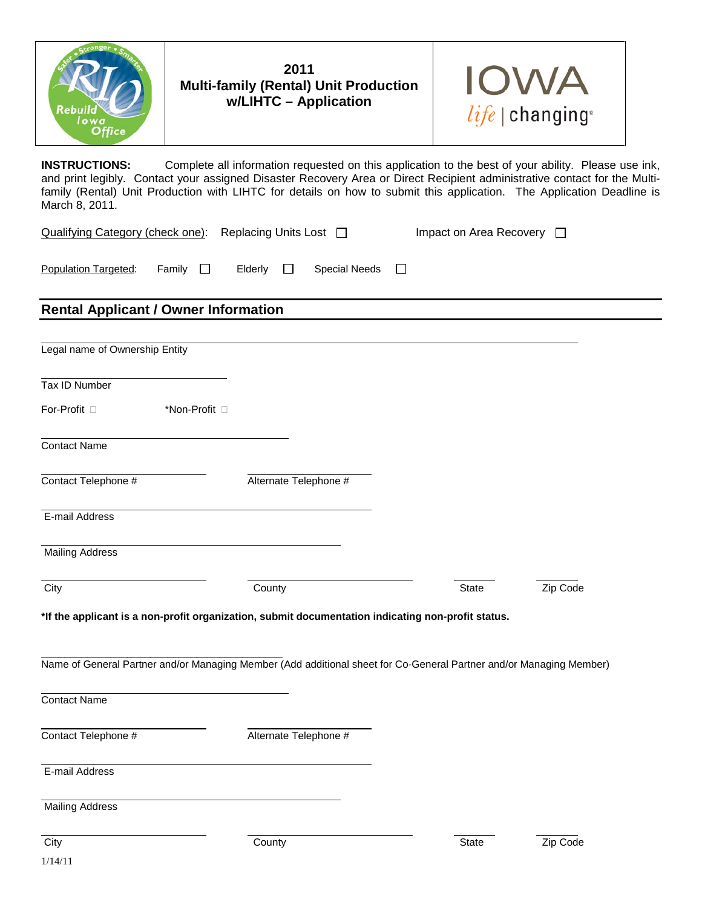# 2011 Multi-family (Rental) Unit Production w/LIHTC – Application

**INSTRUCTIONS:** Complete all information requested on this application to the best of your ability. Please use ink, and print legibly. Contact your assigned Disaster Recovery Area or Direct Recipient administrative contact for the Multi-family (Rental) Unit Production with LIHTC for details on how to submit this application. The Application Deadline is March 8, 2011.

Qualifying Category (check one): Replacing Units Lost ☐ Impact on Area Recovery ☐

Population Targeted: Family ☐ Elderly ☐ Special Needs ☐

## Rental Applicant / Owner Information

______________________________________________
Legal name of Ownership Entity

______________________
Tax ID Number

For-Profit ☐ *Non-Profit ☐

______________________
Contact Name

______________________ ______________________
Contact Telephone # Alternate Telephone #

______________________
E-mail Address

______________________
Mailing Address

______________ ______________ ________ ________
City County State Zip Code

***If the applicant is a non-profit organization, submit documentation indicating non-profit status.**

______________________________________________
Name of General Partner and/or Managing Member (Add additional sheet for Co-General Partner and/or Managing Member)

______________________
Contact Name

______________________ ______________________
Contact Telephone # Alternate Telephone #

______________________
E-mail Address

______________________
Mailing Address

______________ ______________ ________ ________
City County State Zip Code

1/14/11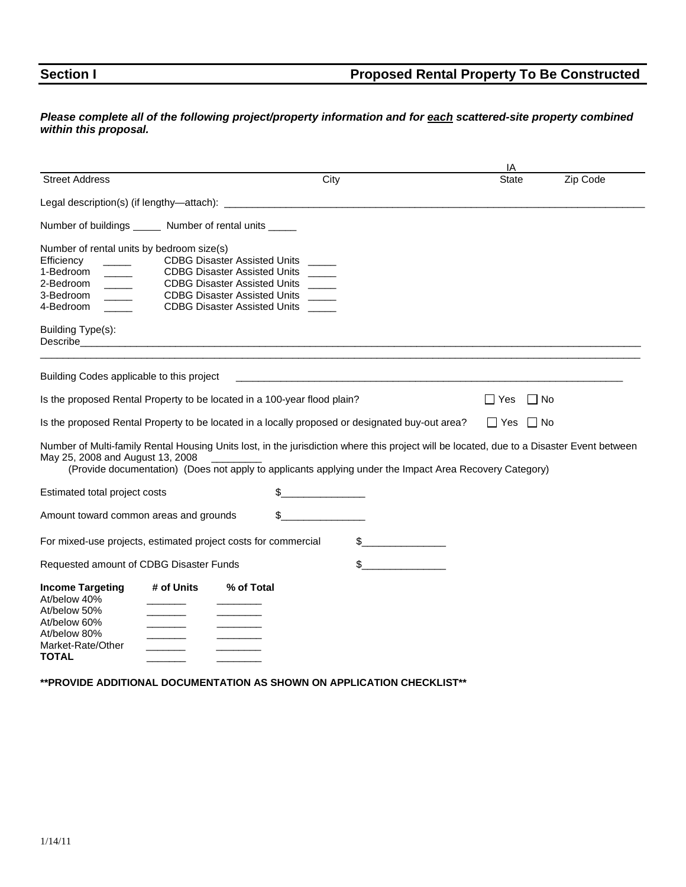## Section I — Proposed Rental Property To Be Constructed

***Please complete all of the following project/property information and for each scattered-site property combined within this proposal.***

| Street Address | City | State | Zip Code |
|---|---|---|---|
| | | IA | |

Legal description(s) (if lengthy—attach): ______________________________________________

Number of buildings _____ Number of rental units _____

Number of rental units by bedroom size(s)

| | | | |
|---|---|---|---|
| Efficiency | _____ | CDBG Disaster Assisted Units | _____ |
| 1-Bedroom | _____ | CDBG Disaster Assisted Units | _____ |
| 2-Bedroom | _____ | CDBG Disaster Assisted Units | _____ |
| 3-Bedroom | _____ | CDBG Disaster Assisted Units | _____ |
| 4-Bedroom | _____ | CDBG Disaster Assisted Units | _____ |

Building Type(s):
Describe______________________________________________________________________________
______________________________________________________________________________________

Building Codes applicable to this project ______________________________________________

Is the proposed Rental Property to be located in a 100-year flood plain? ☐ Yes ☐ No

Is the proposed Rental Property to be located in a locally proposed or designated buy-out area? ☐ Yes ☐ No

Number of Multi-family Rental Housing Units lost, in the jurisdiction where this project will be located, due to a Disaster Event between May 25, 2008 and August 13, 2008 _________
(Provide documentation) (Does not apply to applicants applying under the Impact Area Recovery Category)

Estimated total project costs $_______________

Amount toward common areas and grounds $_______________

For mixed-use projects, estimated project costs for commercial $_______________

Requested amount of CDBG Disaster Funds $_______________

| **Income Targeting** | **# of Units** | **% of Total** |
|---|---|---|
| At/below 40% | _______ | ________ |
| At/below 50% | _______ | ________ |
| At/below 60% | _______ | ________ |
| At/below 80% | _______ | ________ |
| Market-Rate/Other | _______ | ________ |
| **TOTAL** | _______ | ________ |

**\*\*PROVIDE ADDITIONAL DOCUMENTATION AS SHOWN ON APPLICATION CHECKLIST\*\***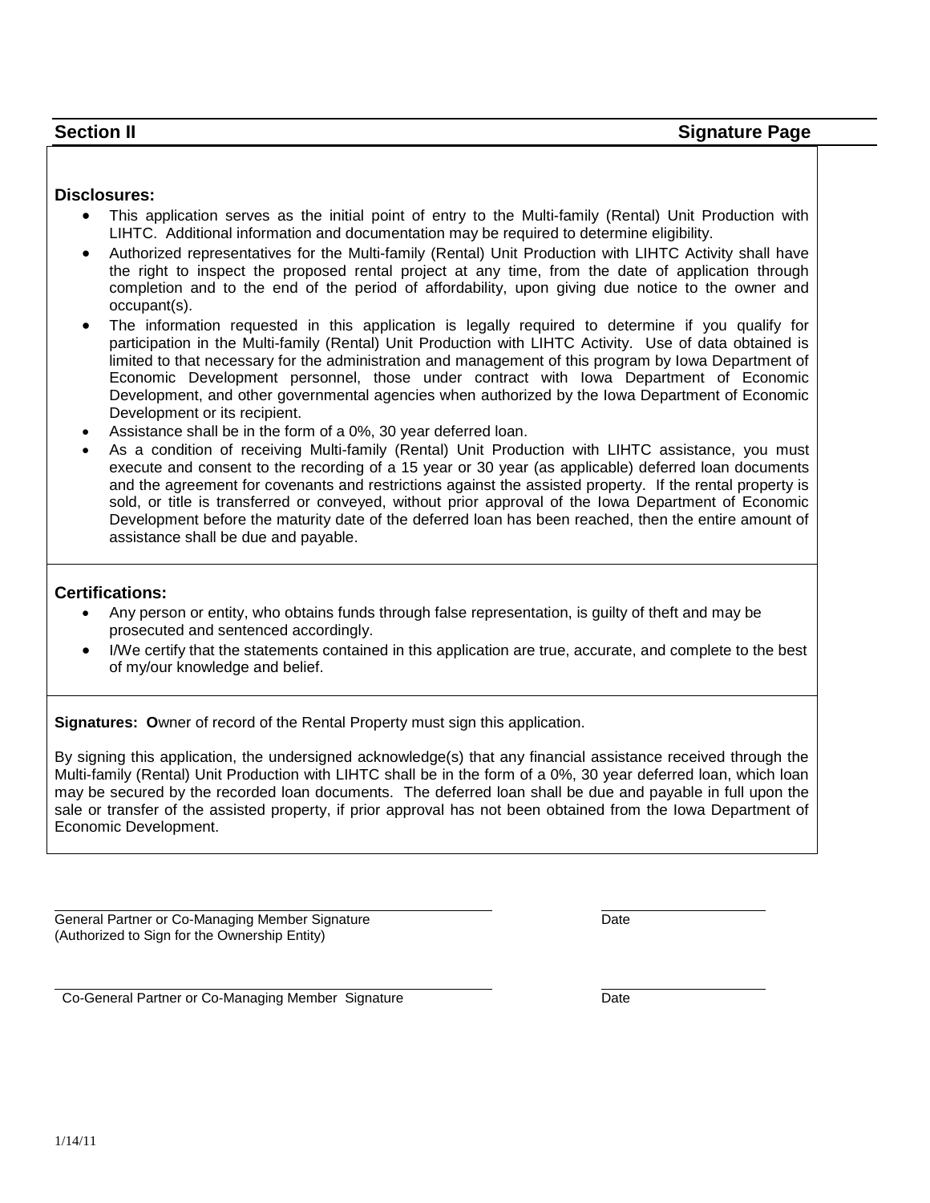## Section II — Signature Page

**Disclosures:**

- This application serves as the initial point of entry to the Multi-family (Rental) Unit Production with LIHTC. Additional information and documentation may be required to determine eligibility.
- Authorized representatives for the Multi-family (Rental) Unit Production with LIHTC Activity shall have the right to inspect the proposed rental project at any time, from the date of application through completion and to the end of the period of affordability, upon giving due notice to the owner and occupant(s).
- The information requested in this application is legally required to determine if you qualify for participation in the Multi-family (Rental) Unit Production with LIHTC Activity. Use of data obtained is limited to that necessary for the administration and management of this program by Iowa Department of Economic Development personnel, those under contract with Iowa Department of Economic Development, and other governmental agencies when authorized by the Iowa Department of Economic Development or its recipient.
- Assistance shall be in the form of a 0%, 30 year deferred loan.
- As a condition of receiving Multi-family (Rental) Unit Production with LIHTC assistance, you must execute and consent to the recording of a 15 year or 30 year (as applicable) deferred loan documents and the agreement for covenants and restrictions against the assisted property. If the rental property is sold, or title is transferred or conveyed, without prior approval of the Iowa Department of Economic Development before the maturity date of the deferred loan has been reached, then the entire amount of assistance shall be due and payable.

**Certifications:**

- Any person or entity, who obtains funds through false representation, is guilty of theft and may be prosecuted and sentenced accordingly.
- I/We certify that the statements contained in this application are true, accurate, and complete to the best of my/our knowledge and belief.

**Signatures: O**wner of record of the Rental Property must sign this application.

By signing this application, the undersigned acknowledge(s) that any financial assistance received through the Multi-family (Rental) Unit Production with LIHTC shall be in the form of a 0%, 30 year deferred loan, which loan may be secured by the recorded loan documents. The deferred loan shall be due and payable in full upon the sale or transfer of the assisted property, if prior approval has not been obtained from the Iowa Department of Economic Development.

\_\_\_\_\_\_\_\_\_\_\_\_\_\_\_\_\_\_\_\_\_\_\_\_\_\_\_\_\_\_\_\_\_\_\_\_\_\_\_\_ \_\_\_\_\_\_\_\_\_\_\_\_\_\_\_\_\_\_

General Partner or Co-Managing Member Signature (Authorized to Sign for the Ownership Entity) — Date

\_\_\_\_\_\_\_\_\_\_\_\_\_\_\_\_\_\_\_\_\_\_\_\_\_\_\_\_\_\_\_\_\_\_\_\_\_\_\_\_ \_\_\_\_\_\_\_\_\_\_\_\_\_\_\_\_\_\_

Co-General Partner or Co-Managing Member Signature — Date

1/14/11